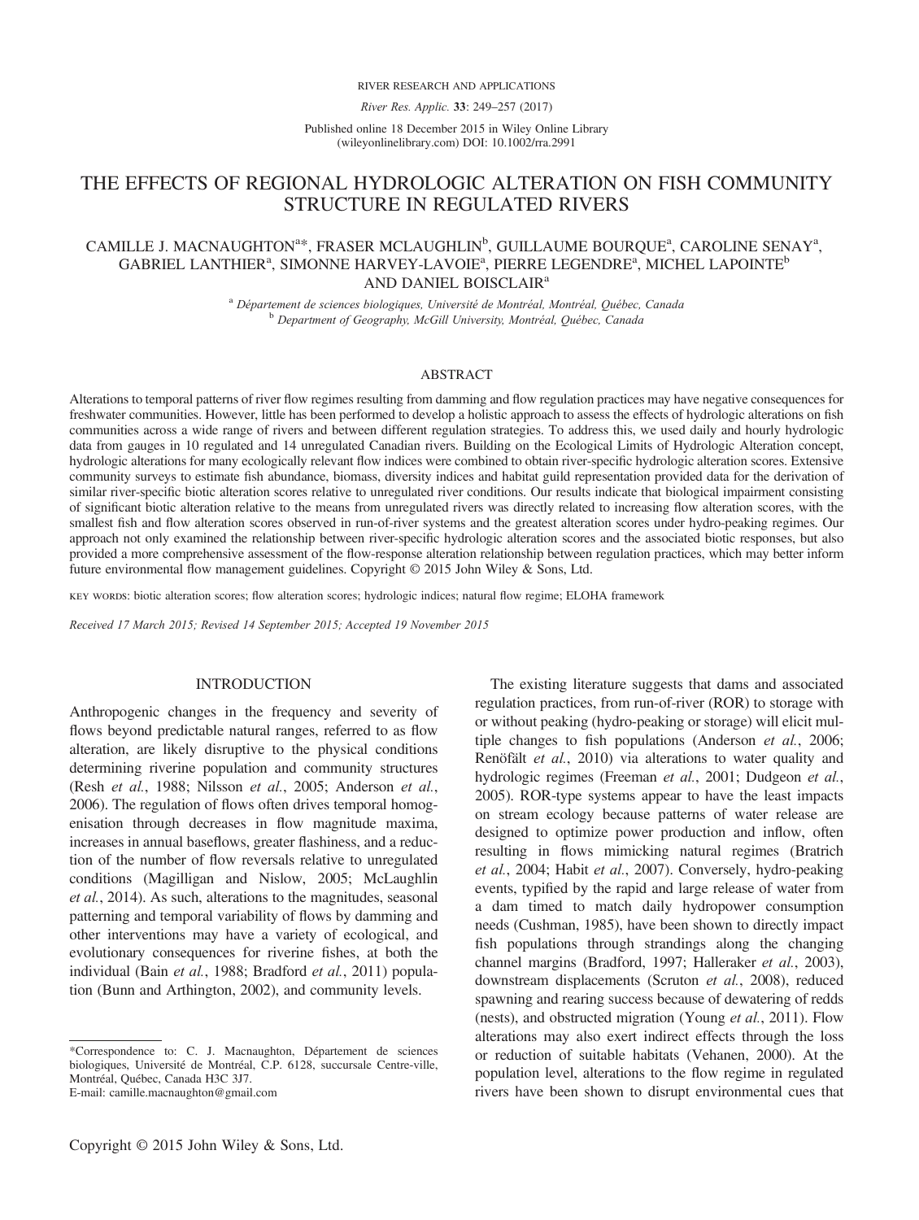# THE EFFECTS OF REGIONAL HYDROLOGIC ALTERATION ON FISH COMMUNITY STRUCTURE IN REGULATED RIVERS

CAMILLE J. MACNAUGHTON[a*], FRASER MCLAUGHLIN[b], GUILLAUME BOURQUE[a], CAROLINE SENAY[a], GABRIEL LANTHIER[a], SIMONNE HARVEY-LAVOIE[a], PIERRE LEGENDRE[a], MICHEL LAPOINTE[b] AND DANIEL BOISCLAIR[a]

[a] *Département de sciences biologiques, Université de Montréal, Montréal, Québec, Canada*
[b] *Department of Geography, McGill University, Montréal, Québec, Canada*

## ABSTRACT

Alterations to temporal patterns of river flow regimes resulting from damming and flow regulation practices may have negative consequences for freshwater communities. However, little has been performed to develop a holistic approach to assess the effects of hydrologic alterations on fish communities across a wide range of rivers and between different regulation strategies. To address this, we used daily and hourly hydrologic data from gauges in 10 regulated and 14 unregulated Canadian rivers. Building on the Ecological Limits of Hydrologic Alteration concept, hydrologic alterations for many ecologically relevant flow indices were combined to obtain river-specific hydrologic alteration scores. Extensive community surveys to estimate fish abundance, biomass, diversity indices and habitat guild representation provided data for the derivation of similar river-specific biotic alteration scores relative to unregulated river conditions. Our results indicate that biological impairment consisting of significant biotic alteration relative to the means from unregulated rivers was directly related to increasing flow alteration scores, with the smallest fish and flow alteration scores observed in run-of-river systems and the greatest alteration scores under hydro-peaking regimes. Our approach not only examined the relationship between river-specific hydrologic alteration scores and the associated biotic responses, but also provided a more comprehensive assessment of the flow-response alteration relationship between regulation practices, which may better inform future environmental flow management guidelines. Copyright © 2015 John Wiley & Sons, Ltd.

KEY WORDS: biotic alteration scores; flow alteration scores; hydrologic indices; natural flow regime; ELOHA framework

*Received 17 March 2015; Revised 14 September 2015; Accepted 19 November 2015*

## INTRODUCTION

Anthropogenic changes in the frequency and severity of flows beyond predictable natural ranges, referred to as flow alteration, are likely disruptive to the physical conditions determining riverine population and community structures (Resh *et al.*, 1988; Nilsson *et al.*, 2005; Anderson *et al.*, 2006). The regulation of flows often drives temporal homogenisation through decreases in flow magnitude maxima, increases in annual baseflows, greater flashiness, and a reduction of the number of flow reversals relative to unregulated conditions (Magilligan and Nislow, 2005; McLaughlin *et al.*, 2014). As such, alterations to the magnitudes, seasonal patterning and temporal variability of flows by damming and other interventions may have a variety of ecological, and evolutionary consequences for riverine fishes, at both the individual (Bain *et al.*, 1988; Bradford *et al.*, 2011) population (Bunn and Arthington, 2002), and community levels.

The existing literature suggests that dams and associated regulation practices, from run-of-river (ROR) to storage with or without peaking (hydro-peaking or storage) will elicit multiple changes to fish populations (Anderson *et al.*, 2006; Renöfält *et al.*, 2010) via alterations to water quality and hydrologic regimes (Freeman *et al.*, 2001; Dudgeon *et al.*, 2005). ROR-type systems appear to have the least impacts on stream ecology because patterns of water release are designed to optimize power production and inflow, often resulting in flows mimicking natural regimes (Bratrich *et al.*, 2004; Habit *et al.*, 2007). Conversely, hydro-peaking events, typified by the rapid and large release of water from a dam timed to match daily hydropower consumption needs (Cushman, 1985), have been shown to directly impact fish populations through strandings along the changing channel margins (Bradford, 1997; Halleraker *et al.*, 2003), downstream displacements (Scruton *et al.*, 2008), reduced spawning and rearing success because of dewatering of redds (nests), and obstructed migration (Young *et al.*, 2011). Flow alterations may also exert indirect effects through the loss or reduction of suitable habitats (Vehanen, 2000). At the population level, alterations to the flow regime in regulated rivers have been shown to disrupt environmental cues that

*Correspondence to: C. J. Macnaughton, Département de sciences biologiques, Université de Montréal, C.P. 6128, succursale Centre-ville, Montréal, Québec, Canada H3C 3J7.
E-mail: camille.macnaughton@gmail.com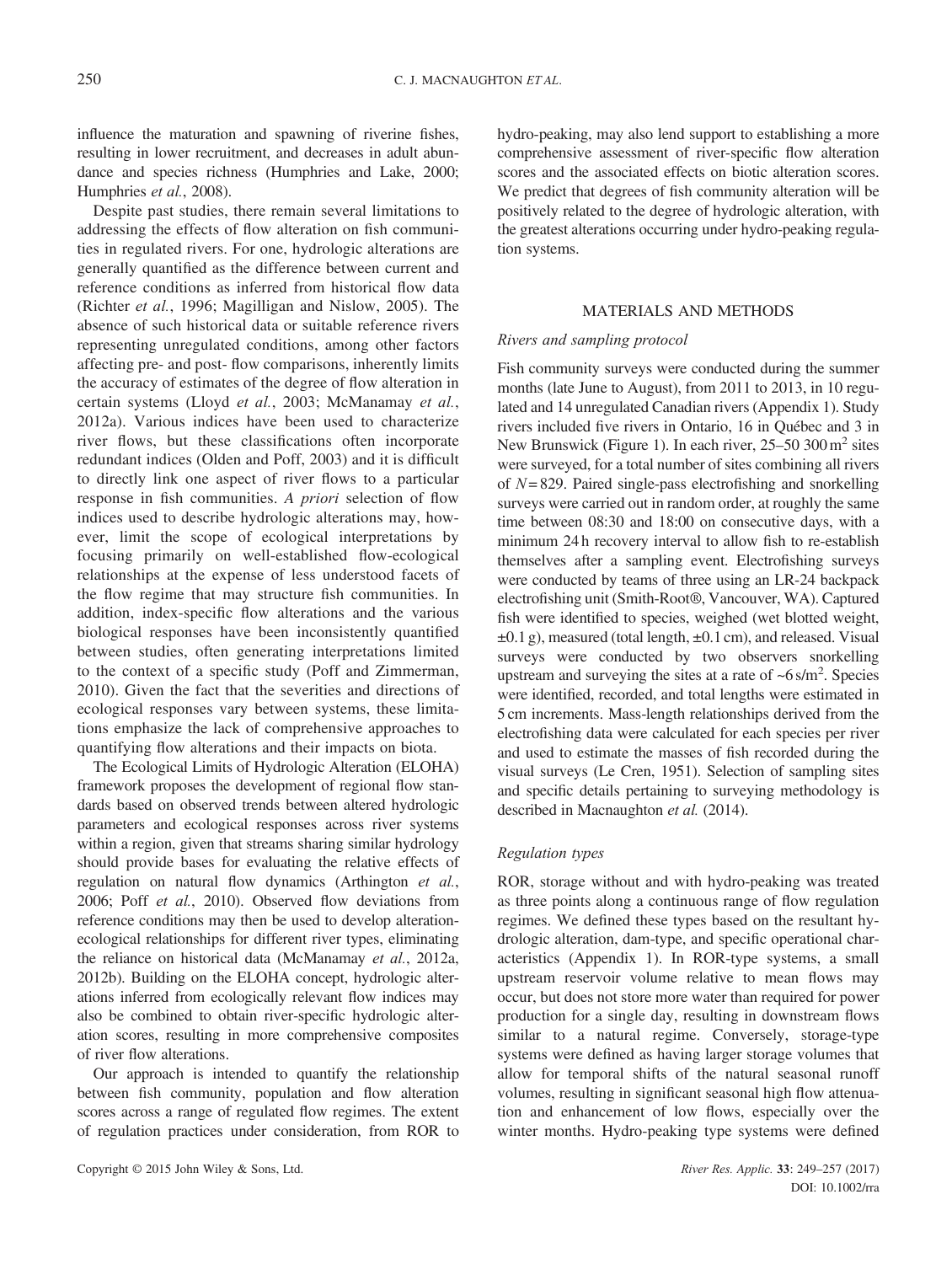influence the maturation and spawning of riverine fishes, resulting in lower recruitment, and decreases in adult abundance and species richness (Humphries and Lake, 2000; Humphries *et al.*, 2008).

Despite past studies, there remain several limitations to addressing the effects of flow alteration on fish communities in regulated rivers. For one, hydrologic alterations are generally quantified as the difference between current and reference conditions as inferred from historical flow data (Richter *et al.*, 1996; Magilligan and Nislow, 2005). The absence of such historical data or suitable reference rivers representing unregulated conditions, among other factors affecting pre- and post- flow comparisons, inherently limits the accuracy of estimates of the degree of flow alteration in certain systems (Lloyd *et al.*, 2003; McManamay *et al.*, 2012a). Various indices have been used to characterize river flows, but these classifications often incorporate redundant indices (Olden and Poff, 2003) and it is difficult to directly link one aspect of river flows to a particular response in fish communities. *A priori* selection of flow indices used to describe hydrologic alterations may, however, limit the scope of ecological interpretations by focusing primarily on well-established flow-ecological relationships at the expense of less understood facets of the flow regime that may structure fish communities. In addition, index-specific flow alterations and the various biological responses have been inconsistently quantified between studies, often generating interpretations limited to the context of a specific study (Poff and Zimmerman, 2010). Given the fact that the severities and directions of ecological responses vary between systems, these limitations emphasize the lack of comprehensive approaches to quantifying flow alterations and their impacts on biota.

The Ecological Limits of Hydrologic Alteration (ELOHA) framework proposes the development of regional flow standards based on observed trends between altered hydrologic parameters and ecological responses across river systems within a region, given that streams sharing similar hydrology should provide bases for evaluating the relative effects of regulation on natural flow dynamics (Arthington *et al.*, 2006; Poff *et al.*, 2010). Observed flow deviations from reference conditions may then be used to develop alteration-ecological relationships for different river types, eliminating the reliance on historical data (McManamay *et al.*, 2012a, 2012b). Building on the ELOHA concept, hydrologic alterations inferred from ecologically relevant flow indices may also be combined to obtain river-specific hydrologic alteration scores, resulting in more comprehensive composites of river flow alterations.

Our approach is intended to quantify the relationship between fish community, population and flow alteration scores across a range of regulated flow regimes. The extent of regulation practices under consideration, from ROR to hydro-peaking, may also lend support to establishing a more comprehensive assessment of river-specific flow alteration scores and the associated effects on biotic alteration scores. We predict that degrees of fish community alteration will be positively related to the degree of hydrologic alteration, with the greatest alterations occurring under hydro-peaking regulation systems.

## MATERIALS AND METHODS

### *Rivers and sampling protocol*

Fish community surveys were conducted during the summer months (late June to August), from 2011 to 2013, in 10 regulated and 14 unregulated Canadian rivers (Appendix 1). Study rivers included five rivers in Ontario, 16 in Québec and 3 in New Brunswick (Figure 1). In each river, 25–50 300 $m^2$ sites were surveyed, for a total number of sites combining all rivers of $N = 829$. Paired single-pass electrofishing and snorkelling surveys were carried out in random order, at roughly the same time between 08:30 and 18:00 on consecutive days, with a minimum 24 h recovery interval to allow fish to re-establish themselves after a sampling event. Electrofishing surveys were conducted by teams of three using an LR-24 backpack electrofishing unit (Smith-Root®, Vancouver, WA). Captured fish were identified to species, weighed (wet blotted weight, ±0.1 g), measured (total length, ±0.1 cm), and released. Visual surveys were conducted by two observers snorkelling upstream and surveying the sites at a rate of ~6 s/$m^2$. Species were identified, recorded, and total lengths were estimated in 5 cm increments. Mass-length relationships derived from the electrofishing data were calculated for each species per river and used to estimate the masses of fish recorded during the visual surveys (Le Cren, 1951). Selection of sampling sites and specific details pertaining to surveying methodology is described in Macnaughton *et al.* (2014).

### *Regulation types*

ROR, storage without and with hydro-peaking was treated as three points along a continuous range of flow regulation regimes. We defined these types based on the resultant hydrologic alteration, dam-type, and specific operational characteristics (Appendix 1). In ROR-type systems, a small upstream reservoir volume relative to mean flows may occur, but does not store more water than required for power production for a single day, resulting in downstream flows similar to a natural regime. Conversely, storage-type systems were defined as having larger storage volumes that allow for temporal shifts of the natural seasonal runoff volumes, resulting in significant seasonal high flow attenuation and enhancement of low flows, especially over the winter months. Hydro-peaking type systems were defined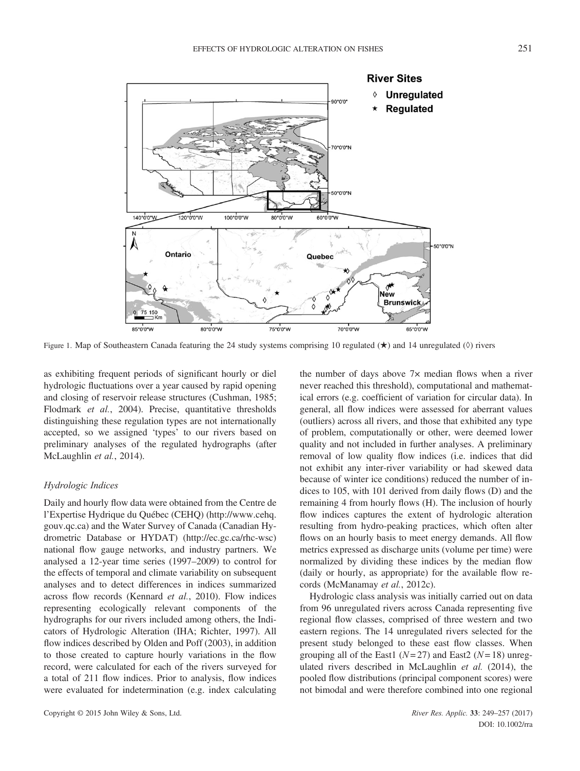Figure 1. Map of Southeastern Canada featuring the 24 study systems comprising 10 regulated (★) and 14 unregulated (◊) rivers

as exhibiting frequent periods of significant hourly or diel hydrologic fluctuations over a year caused by rapid opening and closing of reservoir release structures (Cushman, 1985; Flodmark *et al.*, 2004). Precise, quantitative thresholds distinguishing these regulation types are not internationally accepted, so we assigned 'types' to our rivers based on preliminary analyses of the regulated hydrographs (after McLaughlin *et al.*, 2014).

### *Hydrologic Indices*

Daily and hourly flow data were obtained from the Centre de l'Expertise Hydrique du Québec (CEHQ) (http://www.cehq.gouv.qc.ca) and the Water Survey of Canada (Canadian Hydrometric Database or HYDAT) (http://ec.gc.ca/rhc-wsc) national flow gauge networks, and industry partners. We analysed a 12-year time series (1997–2009) to control for the effects of temporal and climate variability on subsequent analyses and to detect differences in indices summarized across flow records (Kennard *et al.*, 2010). Flow indices representing ecologically relevant components of the hydrographs for our rivers included among others, the Indicators of Hydrologic Alteration (IHA; Richter, 1997). All flow indices described by Olden and Poff (2003), in addition to those created to capture hourly variations in the flow record, were calculated for each of the rivers surveyed for a total of 211 flow indices. Prior to analysis, flow indices were evaluated for indetermination (e.g. index calculating the number of days above 7× median flows when a river never reached this threshold), computational and mathematical errors (e.g. coefficient of variation for circular data). In general, all flow indices were assessed for aberrant values (outliers) across all rivers, and those that exhibited any type of problem, computationally or other, were deemed lower quality and not included in further analyses. A preliminary removal of low quality flow indices (i.e. indices that did not exhibit any inter-river variability or had skewed data because of winter ice conditions) reduced the number of indices to 105, with 101 derived from daily flows (D) and the remaining 4 from hourly flows (H). The inclusion of hourly flow indices captures the extent of hydrologic alteration resulting from hydro-peaking practices, which often alter flows on an hourly basis to meet energy demands. All flow metrics expressed as discharge units (volume per time) were normalized by dividing these indices by the median flow (daily or hourly, as appropriate) for the available flow records (McManamay *et al.*, 2012c).

Hydrologic class analysis was initially carried out on data from 96 unregulated rivers across Canada representing five regional flow classes, comprised of three western and two eastern regions. The 14 unregulated rivers selected for the present study belonged to these east flow classes. When grouping all of the East1 ($N = 27$) and East2 ($N = 18$) unregulated rivers described in McLaughlin *et al.* (2014), the pooled flow distributions (principal component scores) were not bimodal and were therefore combined into one regional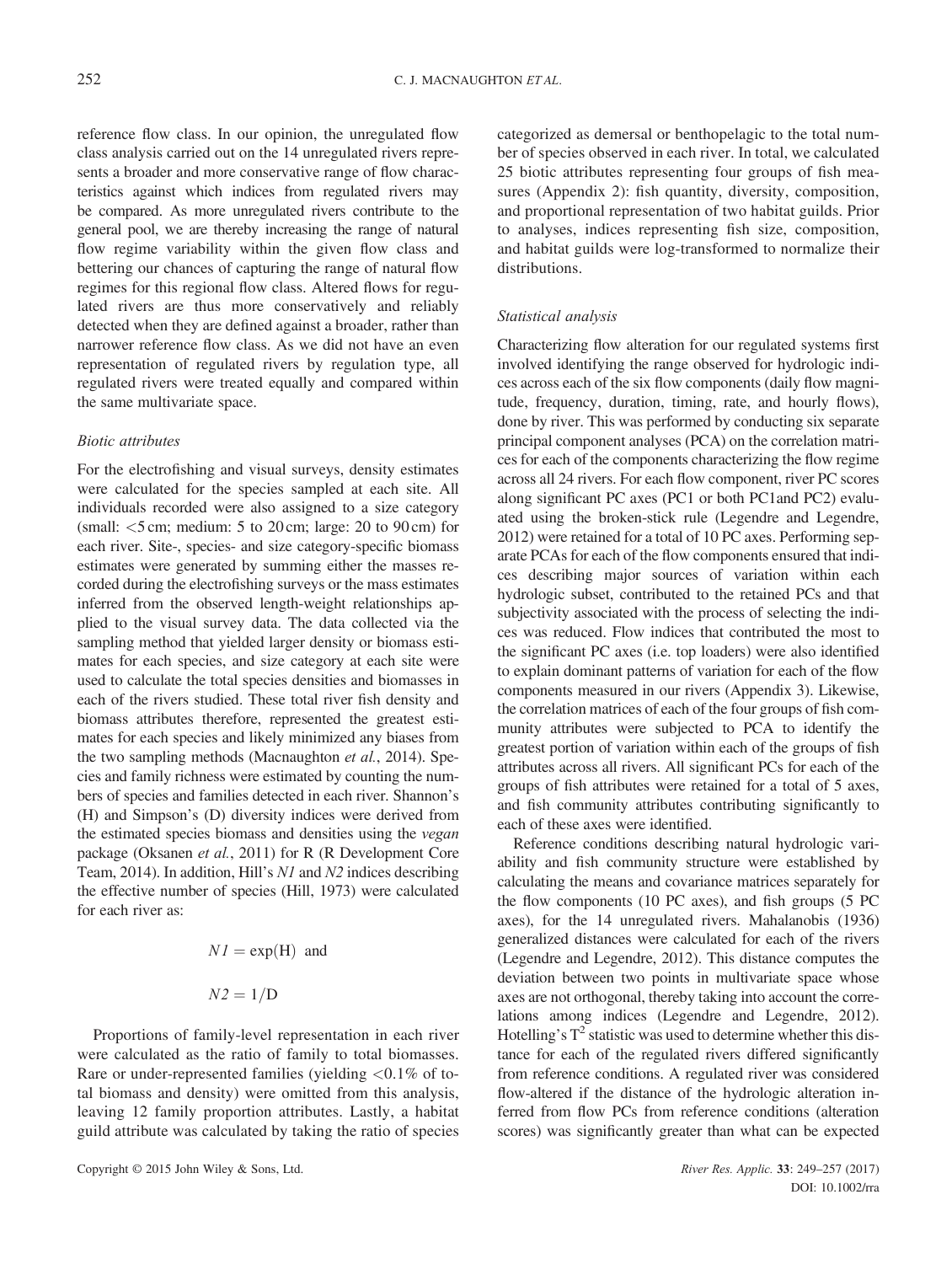reference flow class. In our opinion, the unregulated flow class analysis carried out on the 14 unregulated rivers represents a broader and more conservative range of flow characteristics against which indices from regulated rivers may be compared. As more unregulated rivers contribute to the general pool, we are thereby increasing the range of natural flow regime variability within the given flow class and bettering our chances of capturing the range of natural flow regimes for this regional flow class. Altered flows for regulated rivers are thus more conservatively and reliably detected when they are defined against a broader, rather than narrower reference flow class. As we did not have an even representation of regulated rivers by regulation type, all regulated rivers were treated equally and compared within the same multivariate space.

### *Biotic attributes*

For the electrofishing and visual surveys, density estimates were calculated for the species sampled at each site. All individuals recorded were also assigned to a size category (small: <5 cm; medium: 5 to 20 cm; large: 20 to 90 cm) for each river. Site-, species- and size category-specific biomass estimates were generated by summing either the masses recorded during the electrofishing surveys or the mass estimates inferred from the observed length-weight relationships applied to the visual survey data. The data collected via the sampling method that yielded larger density or biomass estimates for each species, and size category at each site were used to calculate the total species densities and biomasses in each of the rivers studied. These total river fish density and biomass attributes therefore, represented the greatest estimates for each species and likely minimized any biases from the two sampling methods (Macnaughton *et al.*, 2014). Species and family richness were estimated by counting the numbers of species and families detected in each river. Shannon's (H) and Simpson's (D) diversity indices were derived from the estimated species biomass and densities using the *vegan* package (Oksanen *et al.*, 2011) for R (R Development Core Team, 2014). In addition, Hill's *N1* and *N2* indices describing the effective number of species (Hill, 1973) were calculated for each river as:

$$N1 = \exp(\mathrm{H}) \text{ and}$$

$$N2 = 1/\mathrm{D}$$

Proportions of family-level representation in each river were calculated as the ratio of family to total biomasses. Rare or under-represented families (yielding <0.1% of total biomass and density) were omitted from this analysis, leaving 12 family proportion attributes. Lastly, a habitat guild attribute was calculated by taking the ratio of species categorized as demersal or benthopelagic to the total number of species observed in each river. In total, we calculated 25 biotic attributes representing four groups of fish measures (Appendix 2): fish quantity, diversity, composition, and proportional representation of two habitat guilds. Prior to analyses, indices representing fish size, composition, and habitat guilds were log-transformed to normalize their distributions.

### *Statistical analysis*

Characterizing flow alteration for our regulated systems first involved identifying the range observed for hydrologic indices across each of the six flow components (daily flow magnitude, frequency, duration, timing, rate, and hourly flows), done by river. This was performed by conducting six separate principal component analyses (PCA) on the correlation matrices for each of the components characterizing the flow regime across all 24 rivers. For each flow component, river PC scores along significant PC axes (PC1 or both PC1and PC2) evaluated using the broken-stick rule (Legendre and Legendre, 2012) were retained for a total of 10 PC axes. Performing separate PCAs for each of the flow components ensured that indices describing major sources of variation within each hydrologic subset, contributed to the retained PCs and that subjectivity associated with the process of selecting the indices was reduced. Flow indices that contributed the most to the significant PC axes (i.e. top loaders) were also identified to explain dominant patterns of variation for each of the flow components measured in our rivers (Appendix 3). Likewise, the correlation matrices of each of the four groups of fish community attributes were subjected to PCA to identify the greatest portion of variation within each of the groups of fish attributes across all rivers. All significant PCs for each of the groups of fish attributes were retained for a total of 5 axes, and fish community attributes contributing significantly to each of these axes were identified.

Reference conditions describing natural hydrologic variability and fish community structure were established by calculating the means and covariance matrices separately for the flow components (10 PC axes), and fish groups (5 PC axes), for the 14 unregulated rivers. Mahalanobis (1936) generalized distances were calculated for each of the rivers (Legendre and Legendre, 2012). This distance computes the deviation between two points in multivariate space whose axes are not orthogonal, thereby taking into account the correlations among indices (Legendre and Legendre, 2012). Hotelling's $T^2$ statistic was used to determine whether this distance for each of the regulated rivers differed significantly from reference conditions. A regulated river was considered flow-altered if the distance of the hydrologic alteration inferred from flow PCs from reference conditions (alteration scores) was significantly greater than what can be expected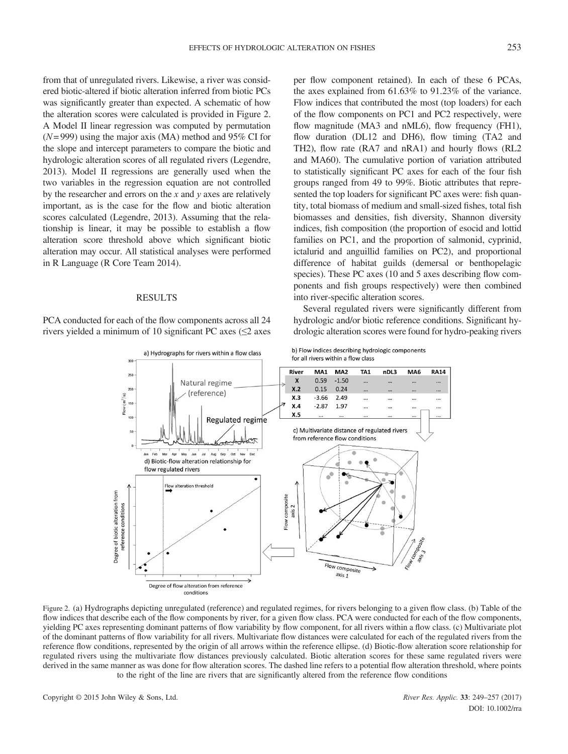from that of unregulated rivers. Likewise, a river was considered biotic-altered if biotic alteration inferred from biotic PCs was significantly greater than expected. A schematic of how the alteration scores were calculated is provided in Figure 2. A Model II linear regression was computed by permutation ($N = 999$) using the major axis (MA) method and 95% CI for the slope and intercept parameters to compare the biotic and hydrologic alteration scores of all regulated rivers (Legendre, 2013). Model II regressions are generally used when the two variables in the regression equation are not controlled by the researcher and errors on the $x$ and $y$ axes are relatively important, as is the case for the flow and biotic alteration scores calculated (Legendre, 2013). Assuming that the relationship is linear, it may be possible to establish a flow alteration score threshold above which significant biotic alteration may occur. All statistical analyses were performed in R Language (R Core Team 2014).

## RESULTS

PCA conducted for each of the flow components across all 24 rivers yielded a minimum of 10 significant PC axes (≤2 axes per flow component retained). In each of these 6 PCAs, the axes explained from 61.63% to 91.23% of the variance. Flow indices that contributed the most (top loaders) for each of the flow components on PC1 and PC2 respectively, were flow magnitude (MA3 and nML6), flow frequency (FH1), flow duration (DL12 and DH6), flow timing (TA2 and TH2), flow rate (RA7 and nRA1) and hourly flows (RL2 and MA60). The cumulative portion of variation attributed to statistically significant PC axes for each of the four fish groups ranged from 49 to 99%. Biotic attributes that represented the top loaders for significant PC axes were: fish quantity, total biomass of medium and small-sized fishes, total fish biomasses and densities, fish diversity, Shannon diversity indices, fish composition (the proportion of esocid and lottid families on PC1, and the proportion of salmonid, cyprinid, ictalurid and anguillid families on PC2), and proportional difference of habitat guilds (demersal or benthopelagic species). These PC axes (10 and 5 axes describing flow components and fish groups respectively) were then combined into river-specific alteration scores.

Several regulated rivers were significantly different from hydrologic and/or biotic reference conditions. Significant hydrologic alteration scores were found for hydro-peaking rivers

Figure 2. (a) Hydrographs depicting unregulated (reference) and regulated regimes, for rivers belonging to a given flow class. (b) Table of the flow indices that describe each of the flow components by river, for a given flow class. PCA were conducted for each of the flow components, yielding PC axes representing dominant patterns of flow variability by flow component, for all rivers within a flow class. (c) Multivariate plot of the dominant patterns of flow variability for all rivers. Multivariate flow distances were calculated for each of the regulated rivers from the reference flow conditions, represented by the origin of all arrows within the reference ellipse. (d) Biotic-flow alteration score relationship for regulated rivers using the multivariate flow distances previously calculated. Biotic alteration scores for these same regulated rivers were derived in the same manner as was done for flow alteration scores. The dashed line refers to a potential flow alteration threshold, where points to the right of the line are rivers that are significantly altered from the reference flow conditions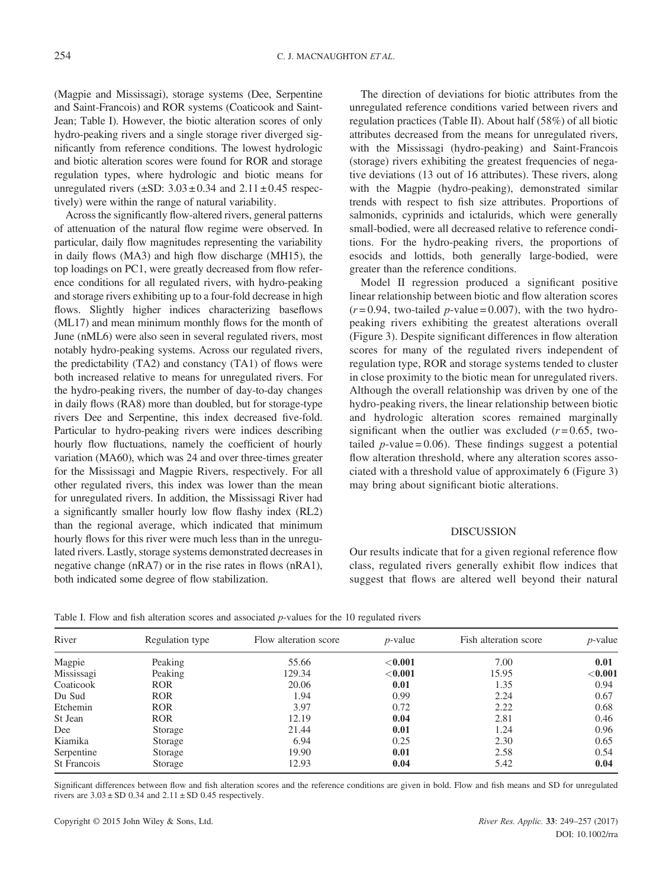(Magpie and Mississagi), storage systems (Dee, Serpentine and Saint-Francois) and ROR systems (Coaticook and Saint-Jean; Table I). However, the biotic alteration scores of only hydro-peaking rivers and a single storage river diverged significantly from reference conditions. The lowest hydrologic and biotic alteration scores were found for ROR and storage regulation types, where hydrologic and biotic means for unregulated rivers (±SD: $3.03 \pm 0.34$ and $2.11 \pm 0.45$ respectively) were within the range of natural variability.

Across the significantly flow-altered rivers, general patterns of attenuation of the natural flow regime were observed. In particular, daily flow magnitudes representing the variability in daily flows (MA3) and high flow discharge (MH15), the top loadings on PC1, were greatly decreased from flow reference conditions for all regulated rivers, with hydro-peaking and storage rivers exhibiting up to a four-fold decrease in high flows. Slightly higher indices characterizing baseflows (ML17) and mean minimum monthly flows for the month of June (nML6) were also seen in several regulated rivers, most notably hydro-peaking systems. Across our regulated rivers, the predictability (TA2) and constancy (TA1) of flows were both increased relative to means for unregulated rivers. For the hydro-peaking rivers, the number of day-to-day changes in daily flows (RA8) more than doubled, but for storage-type rivers Dee and Serpentine, this index decreased five-fold. Particular to hydro-peaking rivers were indices describing hourly flow fluctuations, namely the coefficient of hourly variation (MA60), which was 24 and over three-times greater for the Mississagi and Magpie Rivers, respectively. For all other regulated rivers, this index was lower than the mean for unregulated rivers. In addition, the Mississagi River had a significantly smaller hourly low flow flashy index (RL2) than the regional average, which indicated that minimum hourly flows for this river were much less than in the unregulated rivers. Lastly, storage systems demonstrated decreases in negative change (nRA7) or in the rise rates in flows (nRA1), both indicated some degree of flow stabilization.

The direction of deviations for biotic attributes from the unregulated reference conditions varied between rivers and regulation practices (Table II). About half (58%) of all biotic attributes decreased from the means for unregulated rivers, with the Mississagi (hydro-peaking) and Saint-Francois (storage) rivers exhibiting the greatest frequencies of negative deviations (13 out of 16 attributes). These rivers, along with the Magpie (hydro-peaking), demonstrated similar trends with respect to fish size attributes. Proportions of salmonids, cyprinids and ictalurids, which were generally small-bodied, were all decreased relative to reference conditions. For the hydro-peaking rivers, the proportions of esocids and lottids, both generally large-bodied, were greater than the reference conditions.

Model II regression produced a significant positive linear relationship between biotic and flow alteration scores ($r = 0.94$, two-tailed $p$-value $= 0.007$), with the two hydro-peaking rivers exhibiting the greatest alterations overall (Figure 3). Despite significant differences in flow alteration scores for many of the regulated rivers independent of regulation type, ROR and storage systems tended to cluster in close proximity to the biotic mean for unregulated rivers. Although the overall relationship was driven by one of the hydro-peaking rivers, the linear relationship between biotic and hydrologic alteration scores remained marginally significant when the outlier was excluded ($r = 0.65$, two-tailed $p$-value $= 0.06$). These findings suggest a potential flow alteration threshold, where any alteration scores associated with a threshold value of approximately 6 (Figure 3) may bring about significant biotic alterations.

## DISCUSSION

Our results indicate that for a given regional reference flow class, regulated rivers generally exhibit flow indices that suggest that flows are altered well beyond their natural

Table I. Flow and fish alteration scores and associated $p$-values for the 10 regulated rivers

| River | Regulation type | Flow alteration score | $p$-value | Fish alteration score | $p$-value |
|---|---|---|---|---|---|
| Magpie | Peaking | 55.66 | **<0.001** | 7.00 | **0.01** |
| Mississagi | Peaking | 129.34 | **<0.001** | 15.95 | **<0.001** |
| Coaticook | ROR | 20.06 | **0.01** | 1.35 | 0.94 |
| Du Sud | ROR | 1.94 | 0.99 | 2.24 | 0.67 |
| Etchemin | ROR | 3.97 | 0.72 | 2.22 | 0.68 |
| St Jean | ROR | 12.19 | **0.04** | 2.81 | 0.46 |
| Dee | Storage | 21.44 | **0.01** | 1.24 | 0.96 |
| Kiamika | Storage | 6.94 | 0.25 | 2.30 | 0.65 |
| Serpentine | Storage | 19.90 | **0.01** | 2.58 | 0.54 |
| St Francois | Storage | 12.93 | **0.04** | 5.42 | **0.04** |

Significant differences between flow and fish alteration scores and the reference conditions are given in bold. Flow and fish means and SD for unregulated rivers are $3.03 \pm$ SD 0.34 and $2.11 \pm$ SD 0.45 respectively.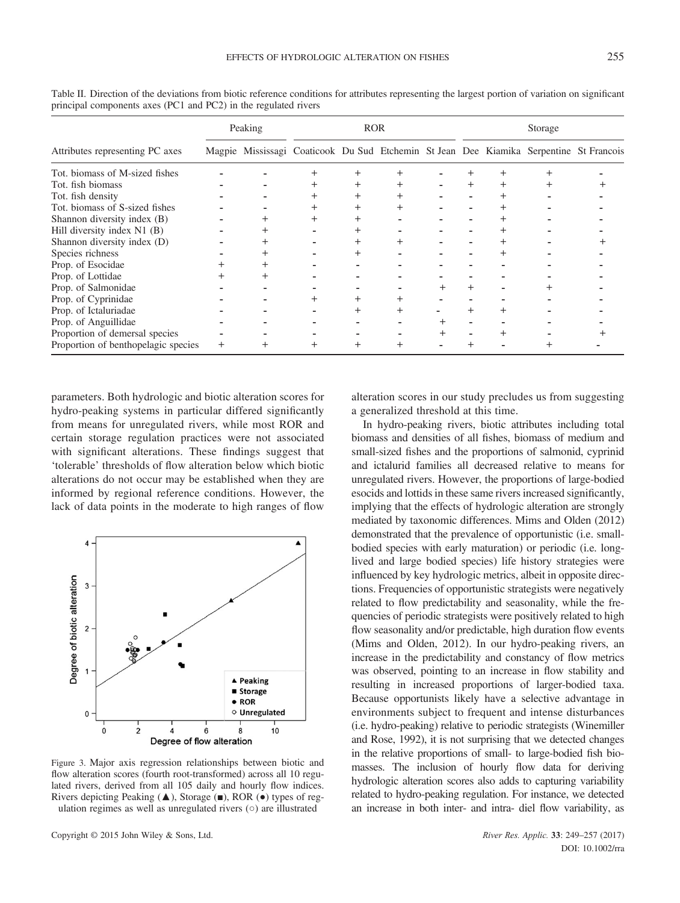Table II. Direction of the deviations from biotic reference conditions for attributes representing the largest portion of variation on significant principal components axes (PC1 and PC2) in the regulated rivers

| Attributes representing PC axes | Peaking | | ROR | | | | Storage | | | |
|---|---|---|---|---|---|---|---|---|---|---|
| | Magpie | Mississagi | Coaticook | Du Sud | Etchemin | St Jean | Dee | Kiamika | Serpentine | St Francois |
| Tot. biomass of M-sized fishes | - | - | + | + | + | - | + | + | + | - |
| Tot. fish biomass | - | - | + | + | + | - | + | + | + | + |
| Tot. fish density | - | - | + | + | + | - | - | + | - | - |
| Tot. biomass of S-sized fishes | - | - | + | + | + | - | - | + | - | - |
| Shannon diversity index (B) | - | + | + | + | - | - | - | + | - | - |
| Hill diversity index N1 (B) | - | + | - | + | - | - | - | + | - | - |
| Shannon diversity index (D) | - | + | - | + | + | - | - | + | - | + |
| Species richness | - | + | - | + | - | - | - | + | - | - |
| Prop. of Esocidae | + | + | - | - | - | - | - | - | - | - |
| Prop. of Lottidae | + | + | - | - | - | - | - | - | - | - |
| Prop. of Salmonidae | - | - | - | - | - | + | + | - | + | - |
| Prop. of Cyprinidae | - | - | + | + | + | - | - | - | - | - |
| Prop. of Ictaluriadae | - | - | - | + | + | - | + | + | - | - |
| Prop. of Anguillidae | - | - | - | - | - | + | - | - | - | - |
| Proportion of demersal species | - | - | - | - | - | + | - | + | - | + |
| Proportion of benthopelagic species | + | + | + | + | + | - | + | - | + | - |

parameters. Both hydrologic and biotic alteration scores for hydro-peaking systems in particular differed significantly from means for unregulated rivers, while most ROR and certain storage regulation practices were not associated with significant alterations. These findings suggest that 'tolerable' thresholds of flow alteration below which biotic alterations do not occur may be established when they are informed by regional reference conditions. However, the lack of data points in the moderate to high ranges of flow alteration scores in our study precludes us from suggesting a generalized threshold at this time.

Figure 3. Major axis regression relationships between biotic and flow alteration scores (fourth root-transformed) across all 10 regulated rivers, derived from all 105 daily and hourly flow indices. Rivers depicting Peaking (▲), Storage (■), ROR (●) types of regulation regimes as well as unregulated rivers (○) are illustrated

In hydro-peaking rivers, biotic attributes including total biomass and densities of all fishes, biomass of medium and small-sized fishes and the proportions of salmonid, cyprinid and ictalurid families all decreased relative to means for unregulated rivers. However, the proportions of large-bodied esocids and lottids in these same rivers increased significantly, implying that the effects of hydrologic alteration are strongly mediated by taxonomic differences. Mims and Olden (2012) demonstrated that the prevalence of opportunistic (i.e. small-bodied species with early maturation) or periodic (i.e. long-lived and large bodied species) life history strategies were influenced by key hydrologic metrics, albeit in opposite directions. Frequencies of opportunistic strategists were negatively related to flow predictability and seasonality, while the frequencies of periodic strategists were positively related to high flow seasonality and/or predictable, high duration flow events (Mims and Olden, 2012). In our hydro-peaking rivers, an increase in the predictability and constancy of flow metrics was observed, pointing to an increase in flow stability and resulting in increased proportions of larger-bodied taxa. Because opportunists likely have a selective advantage in environments subject to frequent and intense disturbances (i.e. hydro-peaking) relative to periodic strategists (Winemiller and Rose, 1992), it is not surprising that we detected changes in the relative proportions of small- to large-bodied fish biomasses. The inclusion of hourly flow data for deriving hydrologic alteration scores also adds to capturing variability related to hydro-peaking regulation. For instance, we detected an increase in both inter- and intra- diel flow variability, as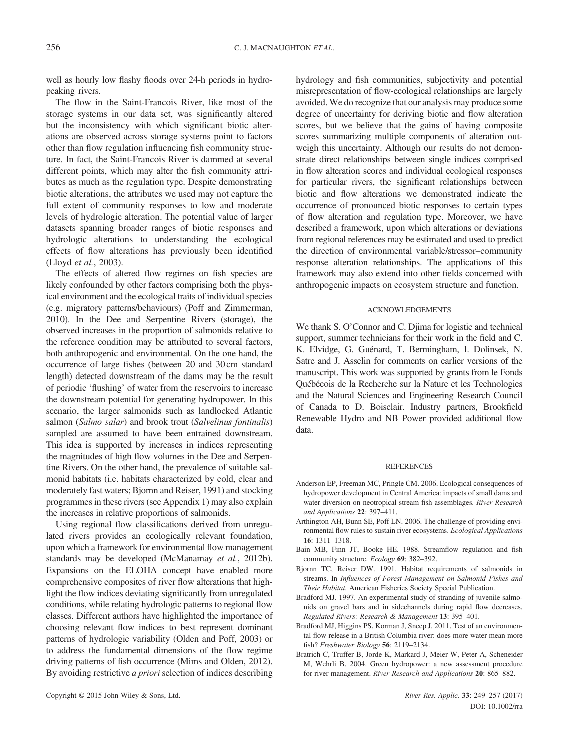well as hourly low flashy floods over 24-h periods in hydropeaking rivers.

The flow in the Saint-Francois River, like most of the storage systems in our data set, was significantly altered but the inconsistency with which significant biotic alterations are observed across storage systems point to factors other than flow regulation influencing fish community structure. In fact, the Saint-Francois River is dammed at several different points, which may alter the fish community attributes as much as the regulation type. Despite demonstrating biotic alterations, the attributes we used may not capture the full extent of community responses to low and moderate levels of hydrologic alteration. The potential value of larger datasets spanning broader ranges of biotic responses and hydrologic alterations to understanding the ecological effects of flow alterations has previously been identified (Lloyd *et al.*, 2003).

The effects of altered flow regimes on fish species are likely confounded by other factors comprising both the physical environment and the ecological traits of individual species (e.g. migratory patterns/behaviours) (Poff and Zimmerman, 2010). In the Dee and Serpentine Rivers (storage), the observed increases in the proportion of salmonids relative to the reference condition may be attributed to several factors, both anthropogenic and environmental. On the one hand, the occurrence of large fishes (between 20 and 30 cm standard length) detected downstream of the dams may be the result of periodic 'flushing' of water from the reservoirs to increase the downstream potential for generating hydropower. In this scenario, the larger salmonids such as landlocked Atlantic salmon (*Salmo salar*) and brook trout (*Salvelinus fontinalis*) sampled are assumed to have been entrained downstream. This idea is supported by increases in indices representing the magnitudes of high flow volumes in the Dee and Serpentine Rivers. On the other hand, the prevalence of suitable salmonid habitats (i.e. habitats characterized by cold, clear and moderately fast waters; Bjornn and Reiser, 1991) and stocking programmes in these rivers (see Appendix 1) may also explain the increases in relative proportions of salmonids.

Using regional flow classifications derived from unregulated rivers provides an ecologically relevant foundation, upon which a framework for environmental flow management standards may be developed (McManamay *et al.*, 2012b). Expansions on the ELOHA concept have enabled more comprehensive composites of river flow alterations that highlight the flow indices deviating significantly from unregulated conditions, while relating hydrologic patterns to regional flow classes. Different authors have highlighted the importance of choosing relevant flow indices to best represent dominant patterns of hydrologic variability (Olden and Poff, 2003) or to address the fundamental dimensions of the flow regime driving patterns of fish occurrence (Mims and Olden, 2012). By avoiding restrictive *a priori* selection of indices describing hydrology and fish communities, subjectivity and potential misrepresentation of flow-ecological relationships are largely avoided. We do recognize that our analysis may produce some degree of uncertainty for deriving biotic and flow alteration scores, but we believe that the gains of having composite scores summarizing multiple components of alteration outweigh this uncertainty. Although our results do not demonstrate direct relationships between single indices comprised in flow alteration scores and individual ecological responses for particular rivers, the significant relationships between biotic and flow alterations we demonstrated indicate the occurrence of pronounced biotic responses to certain types of flow alteration and regulation type. Moreover, we have described a framework, upon which alterations or deviations from regional references may be estimated and used to predict the direction of environmental variable/stressor–community response alteration relationships. The applications of this framework may also extend into other fields concerned with anthropogenic impacts on ecosystem structure and function.

## ACKNOWLEDGEMENTS

We thank S. O'Connor and C. Djima for logistic and technical support, summer technicians for their work in the field and C. K. Elvidge, G. Guénard, T. Bermingham, I. Dolinsek, N. Satre and J. Asselin for comments on earlier versions of the manuscript. This work was supported by grants from le Fonds Québécois de la Recherche sur la Nature et les Technologies and the Natural Sciences and Engineering Research Council of Canada to D. Boisclair. Industry partners, Brookfield Renewable Hydro and NB Power provided additional flow data.

## REFERENCES

- Anderson EP, Freeman MC, Pringle CM. 2006. Ecological consequences of hydropower development in Central America: impacts of small dams and water diversion on neotropical stream fish assemblages. *River Research and Applications* **22**: 397–411.
- Arthington AH, Bunn SE, Poff LN. 2006. The challenge of providing environmental flow rules to sustain river ecosystems. *Ecological Applications* **16**: 1311–1318.
- Bain MB, Finn JT, Booke HE. 1988. Streamflow regulation and fish community structure. *Ecology* **69**: 382–392.
- Bjornn TC, Reiser DW. 1991. Habitat requirements of salmonids in streams. In *Influences of Forest Management on Salmonid Fishes and Their Habitat.* American Fisheries Society Special Publication.
- Bradford MJ. 1997. An experimental study of stranding of juvenile salmonids on gravel bars and in sidechannels during rapid flow decreases. *Regulated Rivers: Research & Management* **13**: 395–401.
- Bradford MJ, Higgins PS, Korman J, Sneep J. 2011. Test of an environmental flow release in a British Columbia river: does more water mean more fish? *Freshwater Biology* **56**: 2119–2134.
- Bratrich C, Truffer B, Jorde K, Markard J, Meier W, Peter A, Scheneider M, Wehrli B. 2004. Green hydropower: a new assessment procedure for river management. *River Research and Applications* **20**: 865–882.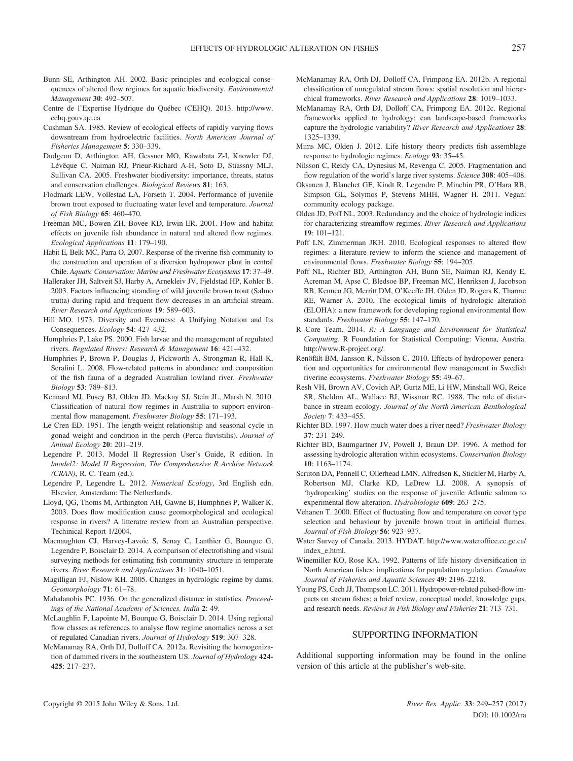Bunn SE, Arthington AH. 2002. Basic principles and ecological consequences of altered flow regimes for aquatic biodiversity. *Environmental Management* **30**: 492–507.

Centre de l'Expertise Hydrique du Québec (CEHQ). 2013. http://www.cehq.gouv.qc.ca

Cushman SA. 1985. Review of ecological effects of rapidly varying flows dowsntream from hydroelectric facilities. *North American Journal of Fisheries Management* **5**: 330–339.

Dudgeon D, Arthington AH, Gessner MO, Kawabata Z-I, Knowler DJ, Lévêque C, Naiman RJ, Prieur-Richard A-H, Soto D, Stiassny MLJ, Sullivan CA. 2005. Freshwater biodiversity: importance, threats, status and conservation challenges. *Biological Reviews* **81**: 163.

Flodmark LEW, Vollestad LA, Forseth T. 2004. Performance of juvenile brown trout exposed to fluctuating water level and temperature. *Journal of Fish Biology* **65**: 460–470.

Freeman MC, Bowen ZH, Bovee KD, Irwin ER. 2001. Flow and habitat effects on juvenile fish abundance in natural and altered flow regimes. *Ecological Applications* **11**: 179–190.

Habit E, Belk MC, Parra O. 2007. Response of the riverine fish community to the construction and operation of a diversion hydropower plant in central Chile. *Aquatic Conservation: Marine and Freshwater Ecosystems* **17**: 37–49.

Halleraker JH, Saltveit SJ, Harby A, Arnekleiv JV, Fjeldstad HP, Kohler B. 2003. Factors influencing stranding of wild juvenile brown trout (Salmo trutta) during rapid and frequent flow decreases in an artificial stream. *River Research and Applications* **19**: 589–603.

Hill MO. 1973. Diversity and Evenness: A Unifying Notation and Its Consequences. *Ecology* **54**: 427–432.

Humphries P, Lake PS. 2000. Fish larvae and the management of regulated rivers. *Regulated Rivers: Research & Management* **16**: 421–432.

Humphries P, Brown P, Douglas J, Pickworth A, Strongman R, Hall K, Serafini L. 2008. Flow-related patterns in abundance and composition of the fish fauna of a degraded Australian lowland river. *Freshwater Biology* **53**: 789–813.

Kennard MJ, Pusey BJ, Olden JD, Mackay SJ, Stein JL, Marsh N. 2010. Classification of natural flow regimes in Australia to support environmental flow management. *Freshwater Biology* **55**: 171–193.

Le Cren ED. 1951. The length-weight relationship and seasonal cycle in gonad weight and condition in the perch (Perca fluvistilis). *Journal of Animal Ecology* **20**: 201–219.

Legendre P. 2013. Model II Regression User's Guide, R edition. In *lmodel2: Model II Regression, The Comprehensive R Archive Network (CRAN)*, R. C. Team (ed.).

Legendre P, Legendre L. 2012. *Numerical Ecology*, 3rd English edn. Elsevier, Amsterdam: The Netherlands.

Lloyd, QG, Thoms M, Arthington AH, Gawne B, Humphries P, Walker K. 2003. Does flow modification cause geomorphological and ecological response in rivers? A litterature review from an Australian perspective. Techinical Report 1/2004.

Macnaughton CJ, Harvey-Lavoie S, Senay C, Lanthier G, Bourque G, Legendre P, Boisclair D. 2014. A comparison of electrofishing and visual surveying methods for estimating fish community structure in temperate rivers. *River Research and Applications* **31**: 1040–1051.

Magilligan FJ, Nislow KH. 2005. Changes in hydrologic regime by dams. *Geomorphology* **71**: 61–78.

Mahalanobis PC. 1936. On the generalized distance in statistics. *Proceedings of the National Academy of Sciences, India* **2**: 49.

McLaughlin F, Lapointe M, Bourque G, Boisclair D. 2014. Using regional flow classes as references to analyse flow regime anomalies across a set of regulated Canadian rivers. *Journal of Hydrology* **519**: 307–328.

McManamay RA, Orth DJ, Dolloff CA. 2012a. Revisiting the homogenization of dammed rivers in the southeastern US. *Journal of Hydrology* **424-425**: 217–237.

McManamay RA, Orth DJ, Dolloff CA, Frimpong EA. 2012b. A regional classification of unregulated stream flows: spatial resolution and hierarchical frameworks. *River Research and Applications* **28**: 1019–1033.

McManamay RA, Orth DJ, Dolloff CA, Frimpong EA. 2012c. Regional frameworks applied to hydrology: can landscape-based frameworks capture the hydrologic variability? *River Research and Applications* **28**: 1325–1339.

Mims MC, Olden J. 2012. Life history theory predicts fish assemblage response to hydrologic regimes. *Ecology* **93**: 35–45.

Nilsson C, Reidy CA, Dynesius M, Revenga C. 2005. Fragmentation and flow regulation of the world's large river systems. *Science* **308**: 405–408.

Oksanen J, Blanchet GF, Kindt R, Legendre P, Minchin PR, O'Hara RB, Simpson GL, Solymos P, Stevens MHH, Wagner H. 2011. Vegan: community ecology package.

Olden JD, Poff NL. 2003. Redundancy and the choice of hydrologic indices for characterizing streamflow regimes. *River Research and Applications* **19**: 101–121.

Poff LN, Zimmerman JKH. 2010. Ecological responses to altered flow regimes: a literature review to inform the science and management of environmental flows. *Freshwater Biology* **55**: 194–205.

Poff NL, Richter BD, Arthington AH, Bunn SE, Naiman RJ, Kendy E, Acreman M, Apse C, Bledsoe BP, Freeman MC, Henriksen J, Jacobson RB, Kennen JG, Merritt DM, O'Keeffe JH, Olden JD, Rogers K, Tharme RE, Warner A. 2010. The ecological limits of hydrologic alteration (ELOHA): a new framework for developing regional environmental flow standards. *Freshwater Biology* **55**: 147–170.

R Core Team. 2014. *R: A Language and Environment for Statistical Computing*. R Foundation for Statistical Computing: Vienna, Austria. http://www.R-project.org/.

Renöfält BM, Jansson R, Nilsson C. 2010. Effects of hydropower generation and opportunities for environmental flow management in Swedish riverine ecosystems. *Freshwater Biology* **55**: 49–67.

Resh VH, Brown AV, Covich AP, Gurtz ME, Li HW, Minshall WG, Reice SR, Sheldon AL, Wallace BJ, Wissmar RC. 1988. The role of disturbance in stream ecology. *Journal of the North American Benthological Society* **7**: 433–455.

Richter BD. 1997. How much water does a river need? *Freshwater Biology* **37**: 231–249.

Richter BD, Baumgartner JV, Powell J, Braun DP. 1996. A method for assessing hydrologic alteration within ecosystems. *Conservation Biology* **10**: 1163–1174.

Scruton DA, Pennell C, Ollerhead LMN, Alfredsen K, Stickler M, Harby A, Robertson MJ, Clarke KD, LeDrew LJ. 2008. A synopsis of 'hydropeaking' studies on the response of juvenile Atlantic salmon to experimental flow alteration. *Hydrobiologia* **609**: 263–275.

Vehanen T. 2000. Effect of fluctuating flow and temperature on cover type selection and behaviour by juvenile brown trout in artificial flumes. *Journal of Fish Biology* **56**: 923–937.

Water Survey of Canada. 2013. HYDAT. http://www.wateroffice.ec.gc.ca/index_e.html.

Winemiller KO, Rose KA. 1992. Patterns of life history diversification in North American fishes: implications for population regulation. *Canadian Journal of Fisheries and Aquatic Sciences* **49**: 2196–2218.

Young PS, Cech JJ, Thompson LC. 2011. Hydropower-related pulsed-flow impacts on stream fishes: a brief review, conceptual model, knowledge gaps, and research needs. *Reviews in Fish Biology and Fisheries* **21**: 713–731.

## SUPPORTING INFORMATION

Additional supporting information may be found in the online version of this article at the publisher's web-site.